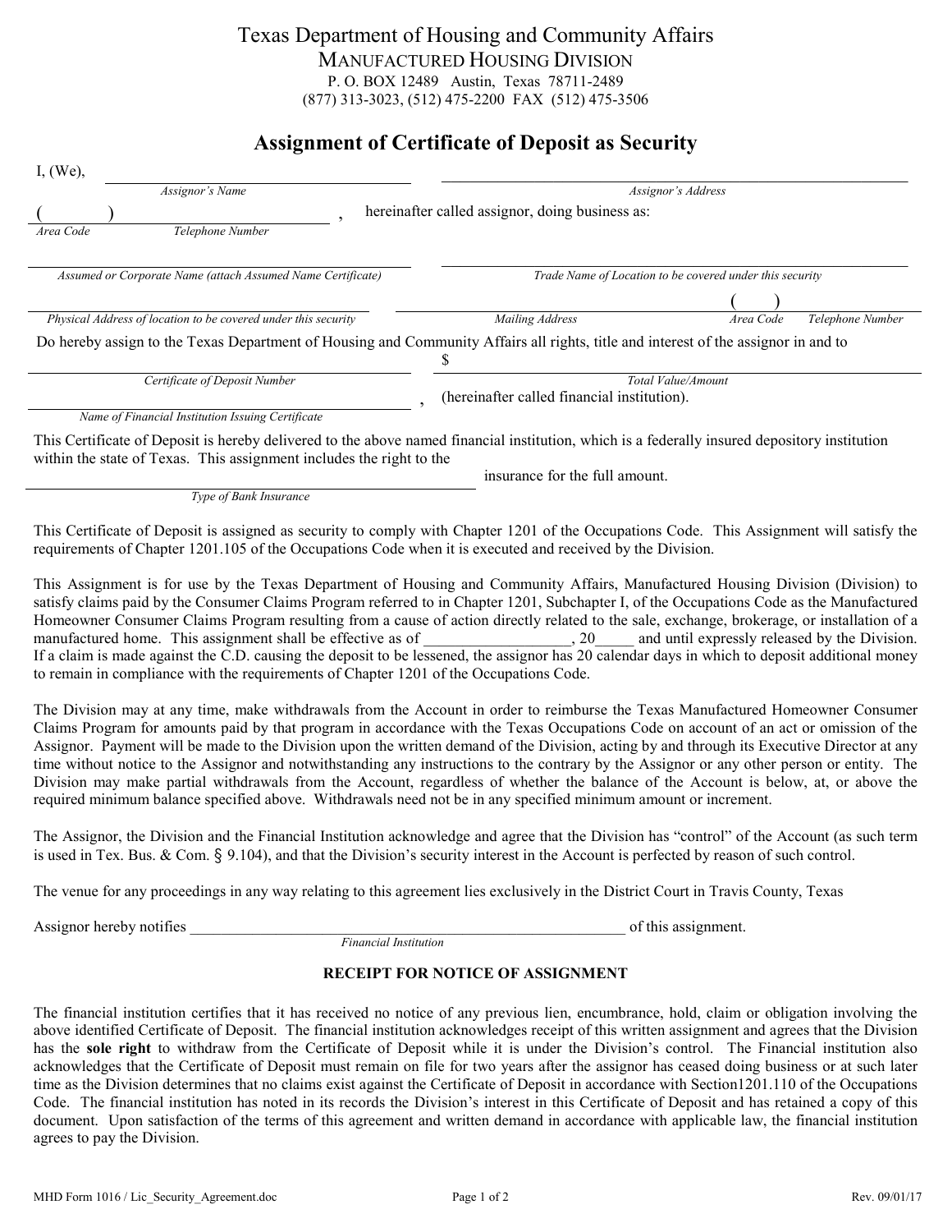# Texas Department of Housing and Community Affairs

## MANUFACTURED HOUSING DIVISION

P. O. BOX 12489 Austin, Texas 78711-2489

(877) 313-3023, (512) 475-2200 FAX (512) 475-3506

## Assignment of Certificate of Deposit as Security

I, (We), ______________________________ ______________________________

*Assignor's Name* *Assignor's Address*

( ) ______________________________ , hereinafter called assignor, doing business as:

*Area Code* *Telephone Number*

______________________________ ______________________________

*Assumed or Corporate Name (attach Assumed Name Certificate)* *Trade Name of Location to be covered under this security*

______________________________ ______________________________ ( ) ______________

*Physical Address of location to be covered under this security* *Mailing Address* *Area Code* *Telephone Number*

Do hereby assign to the Texas Department of Housing and Community Affairs all rights, title and interest of the assignor in and to

______________________________ $______________________________

*Certificate of Deposit Number* *Total Value/Amount*

______________________________ , (hereinafter called financial institution).

*Name of Financial Institution Issuing Certificate*

This Certificate of Deposit is hereby delivered to the above named financial institution, which is a federally insured depository institution within the state of Texas. This assignment includes the right to the

______________________________ insurance for the full amount.

*Type of Bank Insurance*

This Certificate of Deposit is assigned as security to comply with Chapter 1201 of the Occupations Code. This Assignment will satisfy the requirements of Chapter 1201.105 of the Occupations Code when it is executed and received by the Division.

This Assignment is for use by the Texas Department of Housing and Community Affairs, Manufactured Housing Division (Division) to satisfy claims paid by the Consumer Claims Program referred to in Chapter 1201, Subchapter I, of the Occupations Code as the Manufactured Homeowner Consumer Claims Program resulting from a cause of action directly related to the sale, exchange, brokerage, or installation of a manufactured home. This assignment shall be effective as of __________________, 20_____ and until expressly released by the Division. If a claim is made against the C.D. causing the deposit to be lessened, the assignor has 20 calendar days in which to deposit additional money to remain in compliance with the requirements of Chapter 1201 of the Occupations Code.

The Division may at any time, make withdrawals from the Account in order to reimburse the Texas Manufactured Homeowner Consumer Claims Program for amounts paid by that program in accordance with the Texas Occupations Code on account of an act or omission of the Assignor. Payment will be made to the Division upon the written demand of the Division, acting by and through its Executive Director at any time without notice to the Assignor and notwithstanding any instructions to the contrary by the Assignor or any other person or entity. The Division may make partial withdrawals from the Account, regardless of whether the balance of the Account is below, at, or above the required minimum balance specified above. Withdrawals need not be in any specified minimum amount or increment.

The Assignor, the Division and the Financial Institution acknowledge and agree that the Division has "control" of the Account (as such term is used in Tex. Bus. & Com. § 9.104), and that the Division's security interest in the Account is perfected by reason of such control.

The venue for any proceedings in any way relating to this agreement lies exclusively in the District Court in Travis County, Texas

Assignor hereby notifies ______________________________________________________ of this assignment.

*Financial Institution*

### RECEIPT FOR NOTICE OF ASSIGNMENT

The financial institution certifies that it has received no notice of any previous lien, encumbrance, hold, claim or obligation involving the above identified Certificate of Deposit. The financial institution acknowledges receipt of this written assignment and agrees that the Division has the **sole right** to withdraw from the Certificate of Deposit while it is under the Division's control. The Financial institution also acknowledges that the Certificate of Deposit must remain on file for two years after the assignor has ceased doing business or at such later time as the Division determines that no claims exist against the Certificate of Deposit in accordance with Section1201.110 of the Occupations Code. The financial institution has noted in its records the Division's interest in this Certificate of Deposit and has retained a copy of this document. Upon satisfaction of the terms of this agreement and written demand in accordance with applicable law, the financial institution agrees to pay the Division.

MHD Form 1016 / Lic_Security_Agreement.doc Rev. 09/01/17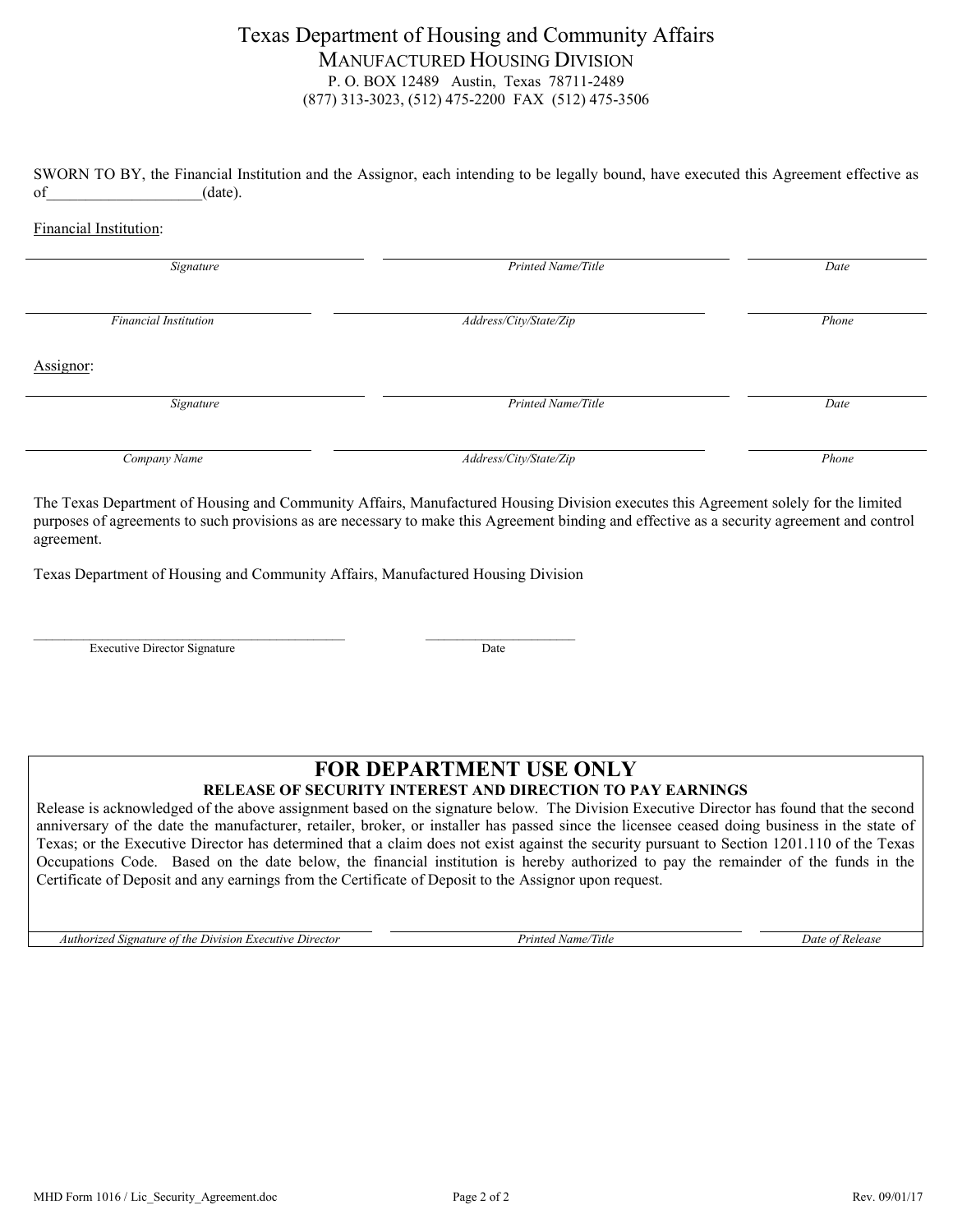Texas Department of Housing and Community Affairs
MANUFACTURED HOUSING DIVISION
P. O. BOX 12489 Austin, Texas 78711-2489
(877) 313-3023, (512) 475-2200 FAX (512) 475-3506

SWORN TO BY, the Financial Institution and the Assignor, each intending to be legally bound, have executed this Agreement effective as of___________________(date).

Financial Institution:

| | | |
|---|---|---|
| *Signature* | *Printed Name/Title* | *Date* |
| *Financial Institution* | *Address/City/State/Zip* | *Phone* |

Assignor:

| | | |
|---|---|---|
| *Signature* | *Printed Name/Title* | *Date* |
| *Company Name* | *Address/City/State/Zip* | *Phone* |

The Texas Department of Housing and Community Affairs, Manufactured Housing Division executes this Agreement solely for the limited purposes of agreements to such provisions as are necessary to make this Agreement binding and effective as a security agreement and control agreement.

Texas Department of Housing and Community Affairs, Manufactured Housing Division

| | |
|---|---|
| Executive Director Signature | Date |

## FOR DEPARTMENT USE ONLY

### RELEASE OF SECURITY INTEREST AND DIRECTION TO PAY EARNINGS

Release is acknowledged of the above assignment based on the signature below. The Division Executive Director has found that the second anniversary of the date the manufacturer, retailer, broker, or installer has passed since the licensee ceased doing business in the state of Texas; or the Executive Director has determined that a claim does not exist against the security pursuant to Section 1201.110 of the Texas Occupations Code. Based on the date below, the financial institution is hereby authorized to pay the remainder of the funds in the Certificate of Deposit and any earnings from the Certificate of Deposit to the Assignor upon request.

| | | |
|---|---|---|
| *Authorized Signature of the Division Executive Director* | *Printed Name/Title* | *Date of Release* |

MHD Form 1016 / Lic_Security_Agreement.doc

Rev. 09/01/17